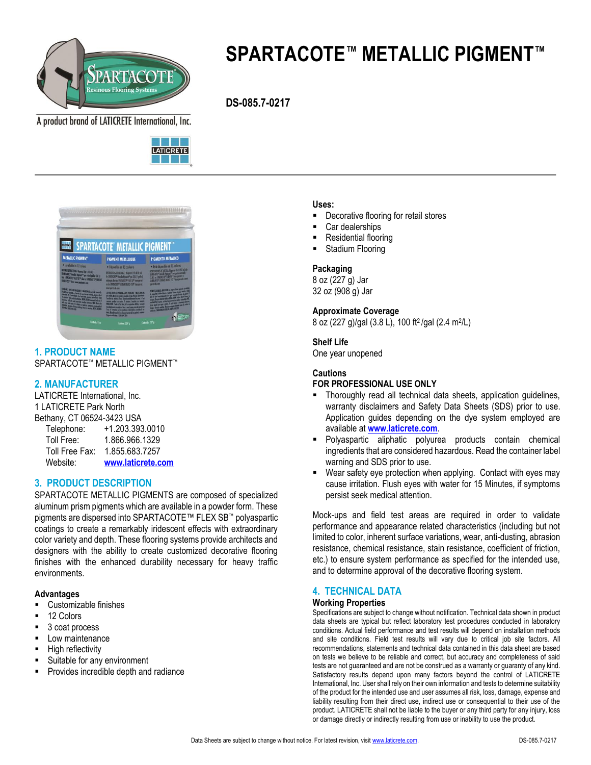# SPARTACOTE™ METALLIC PIGMENT™

**DS-085.7-0217**

A product brand of LATICRETE International, Inc.

## 1. PRODUCT NAME

SPARTACOTE™ METALLIC PIGMENT™

## 2. MANUFACTURER

LATICRETE International, Inc.
1 LATICRETE Park North
Bethany, CT 06524-3423 USA

Telephone: +1.203.393.0010
Toll Free: 1.866.966.1329
Toll Free Fax: 1.855.683.7257
Website: www.laticrete.com

## 3. PRODUCT DESCRIPTION

SPARTACOTE METALLIC PIGMENTS are composed of specialized aluminum prism pigments which are available in a powder form. These pigments are dispersed into SPARTACOTE™ FLEX SB™ polyaspartic coatings to create a remarkably iridescent effects with extraordinary color variety and depth. These flooring systems provide architects and designers with the ability to create customized decorative flooring finishes with the enhanced durability necessary for heavy traffic environments.

### Advantages

- Customizable finishes
- 12 Colors
- 3 coat process
- Low maintenance
- High reflectivity
- Suitable for any environment
- Provides incredible depth and radiance

### Uses:

- Decorative flooring for retail stores
- Car dealerships
- Residential flooring
- Stadium Flooring

### Packaging

8 oz (227 g) Jar
32 oz (908 g) Jar

### Approximate Coverage

8 oz (227 g)/gal (3.8 L), 100 ft$^2$/gal (2.4 m$^2$/L)

### Shelf Life

One year unopened

### Cautions

**FOR PROFESSIONAL USE ONLY**

- Thoroughly read all technical data sheets, application guidelines, warranty disclaimers and Safety Data Sheets (SDS) prior to use. Application guides depending on the dye system employed are available at www.laticrete.com.
- Polyaspartic aliphatic polyurea products contain chemical ingredients that are considered hazardous. Read the container label warning and SDS prior to use.
- Wear safety eye protection when applying. Contact with eyes may cause irritation. Flush eyes with water for 15 Minutes, if symptoms persist seek medical attention.

Mock-ups and field test areas are required in order to validate performance and appearance related characteristics (including but not limited to color, inherent surface variations, wear, anti-dusting, abrasion resistance, chemical resistance, stain resistance, coefficient of friction, etc.) to ensure system performance as specified for the intended use, and to determine approval of the decorative flooring system.

## 4. TECHNICAL DATA

### Working Properties

Specifications are subject to change without notification. Technical data shown in product data sheets are typical but reflect laboratory test procedures conducted in laboratory conditions. Actual field performance and test results will depend on installation methods and site conditions. Field test results will vary due to critical job site factors. All recommendations, statements and technical data contained in this data sheet are based on tests we believe to be reliable and correct, but accuracy and completeness of said tests are not guaranteed and are not be construed as a warranty or guaranty of any kind. Satisfactory results depend upon many factors beyond the control of LATICRETE International, Inc. User shall rely on their own information and tests to determine suitability of the product for the intended use and user assumes all risk, loss, damage, expense and liability resulting from their direct use, indirect use or consequential to their use of the product. LATICRETE shall not be liable to the buyer or any third party for any injury, loss or damage directly or indirectly resulting from use or inability to use the product.

Data Sheets are subject to change without notice. For latest revision, visit www.laticrete.com.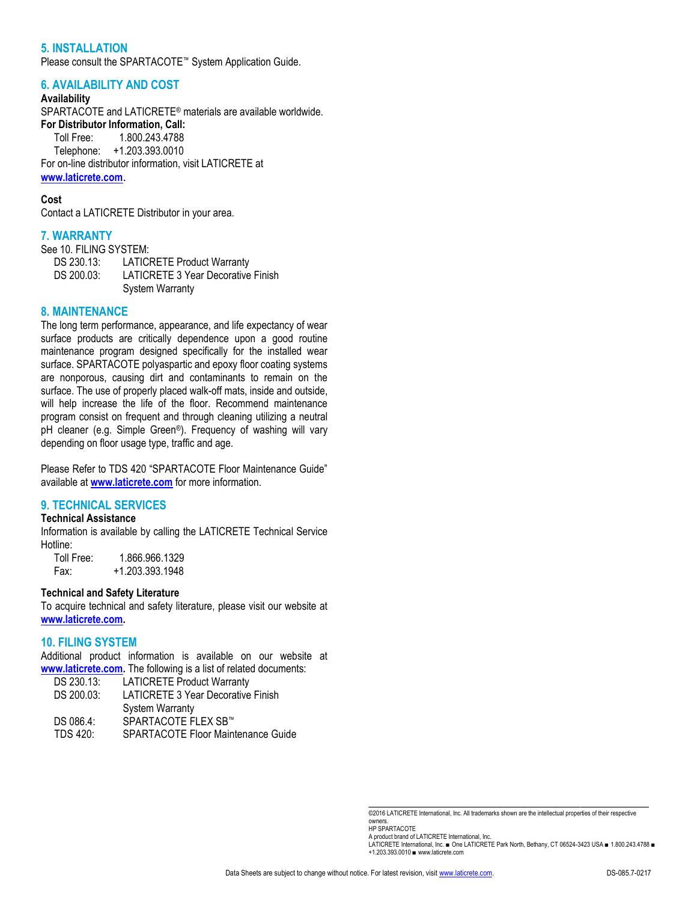## 5. INSTALLATION

Please consult the SPARTACOTE™ System Application Guide.

## 6. AVAILABILITY AND COST

**Availability**

SPARTACOTE and LATICRETE® materials are available worldwide.

**For Distributor Information, Call:**

Toll Free: 1.800.243.4788
Telephone: +1.203.393.0010

For on-line distributor information, visit LATICRETE at **www.laticrete.com**.

**Cost**

Contact a LATICRETE Distributor in your area.

## 7. WARRANTY

See 10. FILING SYSTEM:

DS 230.13: LATICRETE Product Warranty
DS 200.03: LATICRETE 3 Year Decorative Finish System Warranty

## 8. MAINTENANCE

The long term performance, appearance, and life expectancy of wear surface products are critically dependence upon a good routine maintenance program designed specifically for the installed wear surface. SPARTACOTE polyaspartic and epoxy floor coating systems are nonporous, causing dirt and contaminants to remain on the surface. The use of properly placed walk-off mats, inside and outside, will help increase the life of the floor. Recommend maintenance program consist on frequent and through cleaning utilizing a neutral pH cleaner (e.g. Simple Green®). Frequency of washing will vary depending on floor usage type, traffic and age.

Please Refer to TDS 420 "SPARTACOTE Floor Maintenance Guide" available at **www.laticrete.com** for more information.

## 9. TECHNICAL SERVICES

**Technical Assistance**

Information is available by calling the LATICRETE Technical Service Hotline:

Toll Free: 1.866.966.1329
Fax: +1.203.393.1948

**Technical and Safety Literature**

To acquire technical and safety literature, please visit our website at **www.laticrete.com.**

## 10. FILING SYSTEM

Additional product information is available on our website at **www.laticrete.com.** The following is a list of related documents:

DS 230.13: LATICRETE Product Warranty
DS 200.03: LATICRETE 3 Year Decorative Finish System Warranty
DS 086.4: SPARTACOTE FLEX SB™
TDS 420: SPARTACOTE Floor Maintenance Guide

©2016 LATICRETE International, Inc. All trademarks shown are the intellectual properties of their respective owners.
HP SPARTACOTE
A product brand of LATICRETE International, Inc.
LATICRETE International, Inc. ■ One LATICRETE Park North, Bethany, CT 06524-3423 USA ■ 1.800.243.4788 ■ +1.203.393.0010 ■ www.laticrete.com

Data Sheets are subject to change without notice. For latest revision, visit www.laticrete.com.

DS-085.7-0217